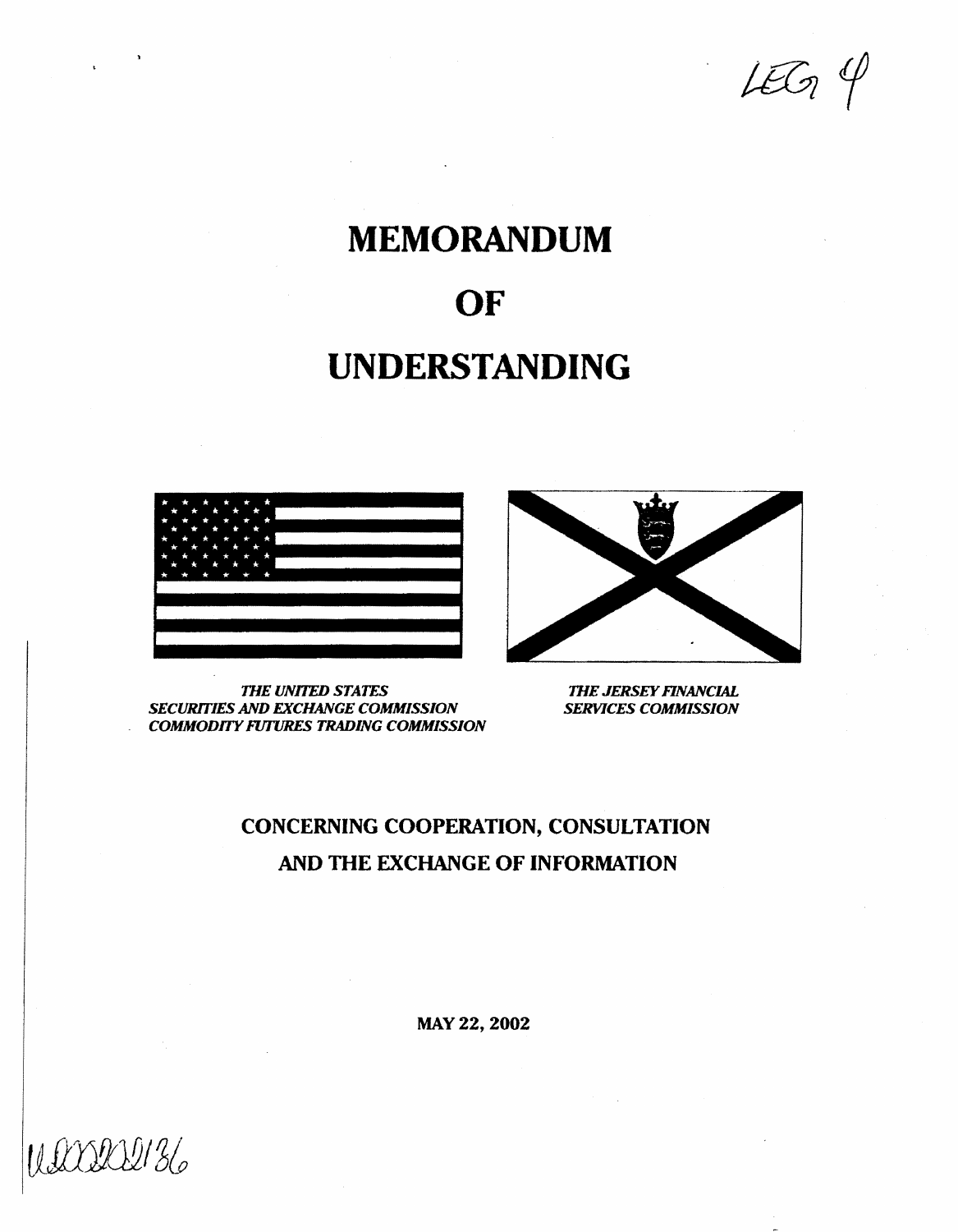LEG 4

# MEMORANDUM

# OF

# UNDERSTANDING

*THE UNITED STATES*
*SECURITIES AND EXCHANGE COMMISSION*
*COMMODITY FUTURES TRADING COMMISSION*

*THE JERSEY FINANCIAL*
*SERVICES COMMISSION*

## CONCERNING COOPERATION, CONSULTATION AND THE EXCHANGE OF INFORMATION

**MAY 22, 2002**

U0002021 36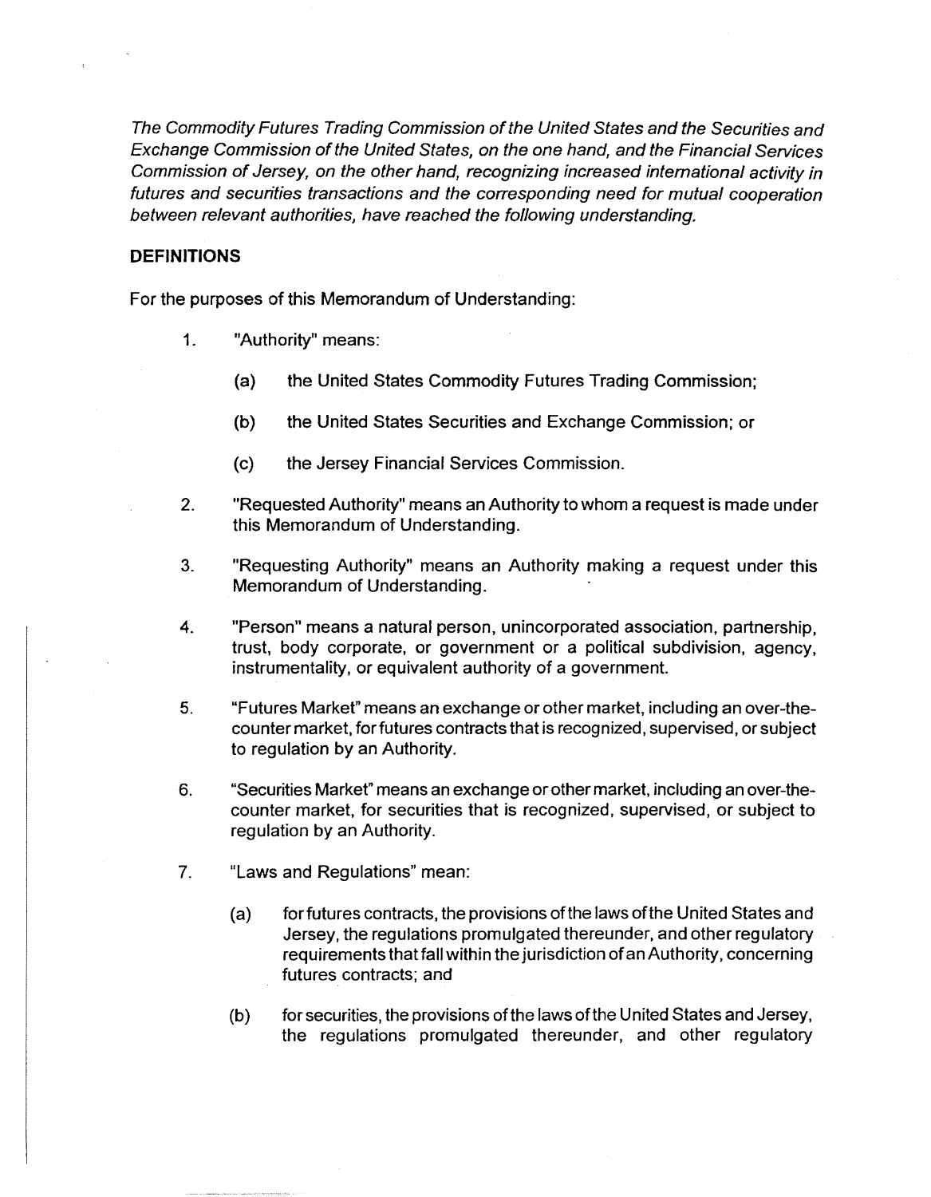*The Commodity Futures Trading Commission of the United States and the Securities and Exchange Commission of the United States, on the one hand, and the Financial Services Commission of Jersey, on the other hand, recognizing increased international activity in futures and securities transactions and the corresponding need for mutual cooperation between relevant authorities, have reached the following understanding.*

## DEFINITIONS

For the purposes of this Memorandum of Understanding:

1. "Authority" means:

   (a) the United States Commodity Futures Trading Commission;

   (b) the United States Securities and Exchange Commission; or

   (c) the Jersey Financial Services Commission.

2. "Requested Authority" means an Authority to whom a request is made under this Memorandum of Understanding.

3. "Requesting Authority" means an Authority making a request under this Memorandum of Understanding.

4. "Person" means a natural person, unincorporated association, partnership, trust, body corporate, or government or a political subdivision, agency, instrumentality, or equivalent authority of a government.

5. "Futures Market" means an exchange or other market, including an over-the-counter market, for futures contracts that is recognized, supervised, or subject to regulation by an Authority.

6. "Securities Market" means an exchange or other market, including an over-the-counter market, for securities that is recognized, supervised, or subject to regulation by an Authority.

7. "Laws and Regulations" mean:

   (a) for futures contracts, the provisions of the laws of the United States and Jersey, the regulations promulgated thereunder, and other regulatory requirements that fall within the jurisdiction of an Authority, concerning futures contracts; and

   (b) for securities, the provisions of the laws of the United States and Jersey, the regulations promulgated thereunder, and other regulatory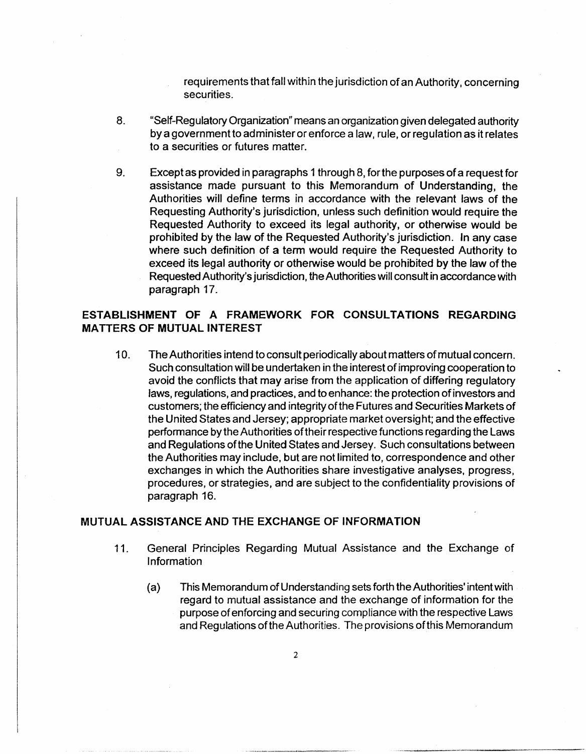requirements that fall within the jurisdiction of an Authority, concerning securities.

8. "Self-Regulatory Organization" means an organization given delegated authority by a government to administer or enforce a law, rule, or regulation as it relates to a securities or futures matter.

9. Except as provided in paragraphs 1 through 8, for the purposes of a request for assistance made pursuant to this Memorandum of Understanding, the Authorities will define terms in accordance with the relevant laws of the Requesting Authority's jurisdiction, unless such definition would require the Requested Authority to exceed its legal authority, or otherwise would be prohibited by the law of the Requested Authority's jurisdiction. In any case where such definition of a term would require the Requested Authority to exceed its legal authority or otherwise would be prohibited by the law of the Requested Authority's jurisdiction, the Authorities will consult in accordance with paragraph 17.

## ESTABLISHMENT OF A FRAMEWORK FOR CONSULTATIONS REGARDING MATTERS OF MUTUAL INTEREST

10. The Authorities intend to consult periodically about matters of mutual concern. Such consultation will be undertaken in the interest of improving cooperation to avoid the conflicts that may arise from the application of differing regulatory laws, regulations, and practices, and to enhance: the protection of investors and customers; the efficiency and integrity of the Futures and Securities Markets of the United States and Jersey; appropriate market oversight; and the effective performance by the Authorities of their respective functions regarding the Laws and Regulations of the United States and Jersey. Such consultations between the Authorities may include, but are not limited to, correspondence and other exchanges in which the Authorities share investigative analyses, progress, procedures, or strategies, and are subject to the confidentiality provisions of paragraph 16.

## MUTUAL ASSISTANCE AND THE EXCHANGE OF INFORMATION

11. General Principles Regarding Mutual Assistance and the Exchange of Information

    (a) This Memorandum of Understanding sets forth the Authorities' intent with regard to mutual assistance and the exchange of information for the purpose of enforcing and securing compliance with the respective Laws and Regulations of the Authorities. The provisions of this Memorandum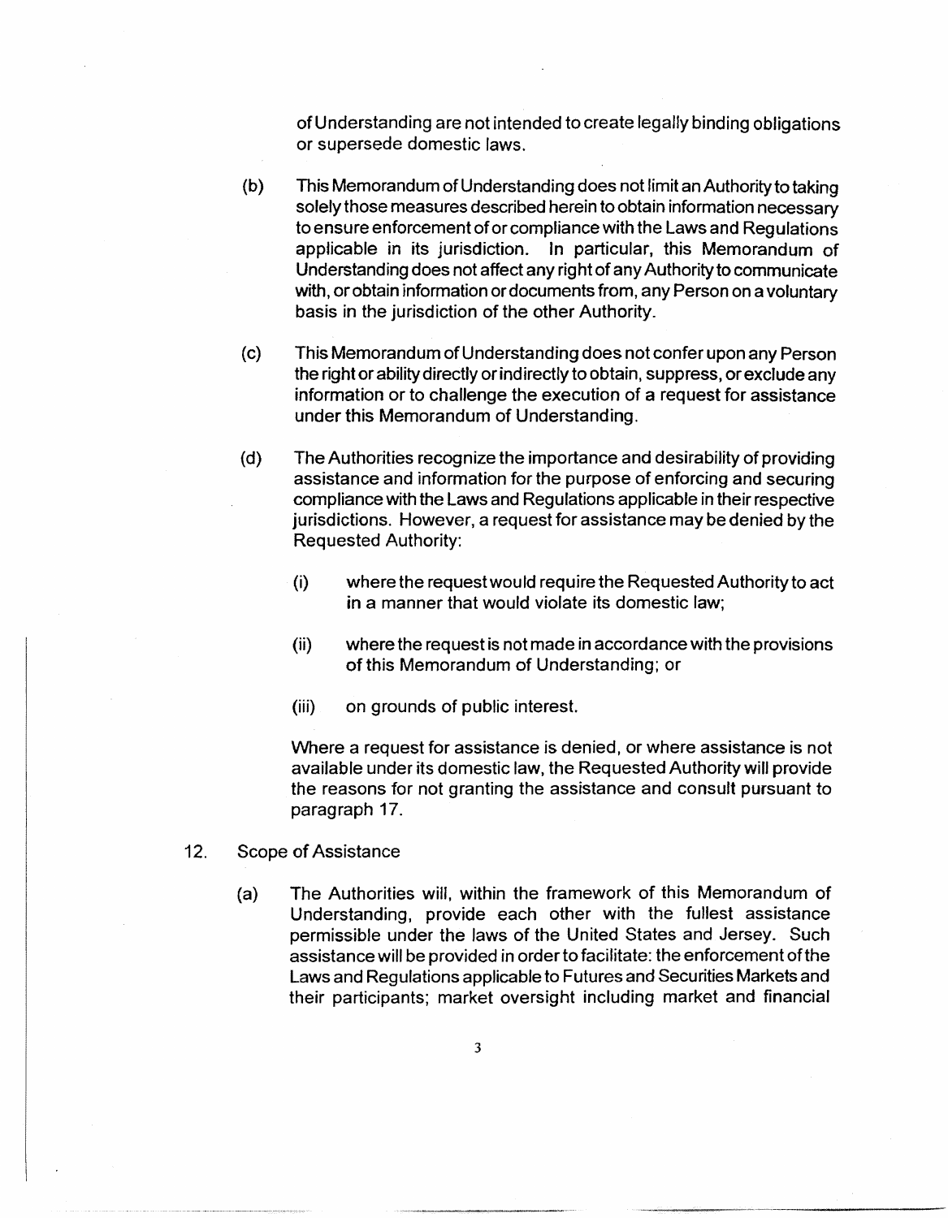of Understanding are not intended to create legally binding obligations or supersede domestic laws.

(b) This Memorandum of Understanding does not limit an Authority to taking solely those measures described herein to obtain information necessary to ensure enforcement of or compliance with the Laws and Regulations applicable in its jurisdiction. In particular, this Memorandum of Understanding does not affect any right of any Authority to communicate with, or obtain information or documents from, any Person on a voluntary basis in the jurisdiction of the other Authority.

(c) This Memorandum of Understanding does not confer upon any Person the right or ability directly or indirectly to obtain, suppress, or exclude any information or to challenge the execution of a request for assistance under this Memorandum of Understanding.

(d) The Authorities recognize the importance and desirability of providing assistance and information for the purpose of enforcing and securing compliance with the Laws and Regulations applicable in their respective jurisdictions. However, a request for assistance may be denied by the Requested Authority:

   (i) where the request would require the Requested Authority to act in a manner that would violate its domestic law;

   (ii) where the request is not made in accordance with the provisions of this Memorandum of Understanding; or

   (iii) on grounds of public interest.

   Where a request for assistance is denied, or where assistance is not available under its domestic law, the Requested Authority will provide the reasons for not granting the assistance and consult pursuant to paragraph 17.

12. Scope of Assistance

(a) The Authorities will, within the framework of this Memorandum of Understanding, provide each other with the fullest assistance permissible under the laws of the United States and Jersey. Such assistance will be provided in order to facilitate: the enforcement of the Laws and Regulations applicable to Futures and Securities Markets and their participants; market oversight including market and financial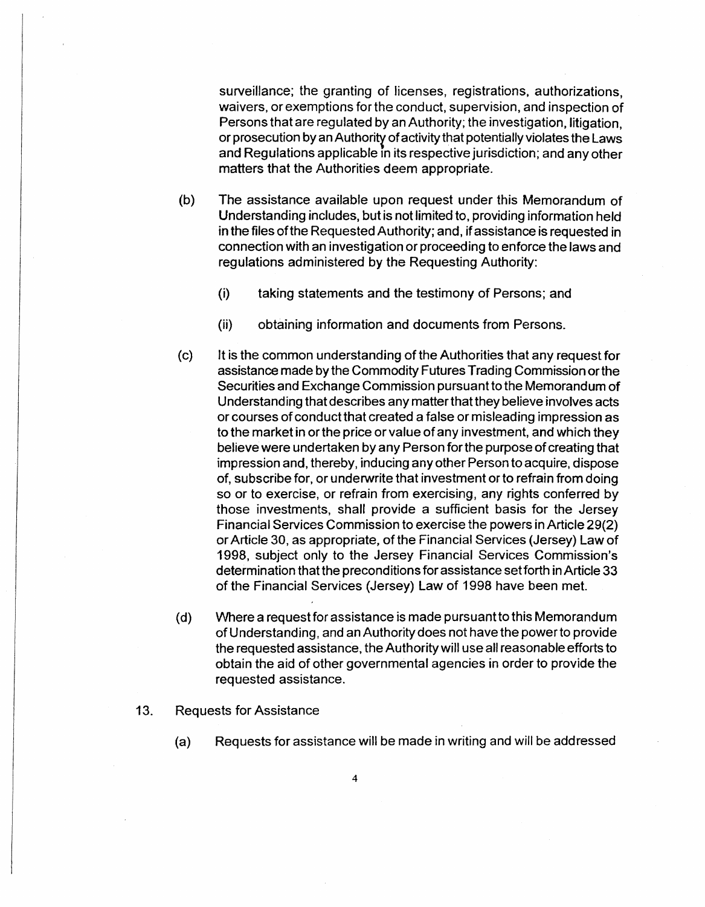surveillance; the granting of licenses, registrations, authorizations, waivers, or exemptions for the conduct, supervision, and inspection of Persons that are regulated by an Authority; the investigation, litigation, or prosecution by an Authority of activity that potentially violates the Laws and Regulations applicable in its respective jurisdiction; and any other matters that the Authorities deem appropriate.

(b) The assistance available upon request under this Memorandum of Understanding includes, but is not limited to, providing information held in the files of the Requested Authority; and, if assistance is requested in connection with an investigation or proceeding to enforce the laws and regulations administered by the Requesting Authority:

(i) taking statements and the testimony of Persons; and

(ii) obtaining information and documents from Persons.

(c) It is the common understanding of the Authorities that any request for assistance made by the Commodity Futures Trading Commission or the Securities and Exchange Commission pursuant to the Memorandum of Understanding that describes any matter that they believe involves acts or courses of conduct that created a false or misleading impression as to the market in or the price or value of any investment, and which they believe were undertaken by any Person for the purpose of creating that impression and, thereby, inducing any other Person to acquire, dispose of, subscribe for, or underwrite that investment or to refrain from doing so or to exercise, or refrain from exercising, any rights conferred by those investments, shall provide a sufficient basis for the Jersey Financial Services Commission to exercise the powers in Article 29(2) or Article 30, as appropriate, of the Financial Services (Jersey) Law of 1998, subject only to the Jersey Financial Services Commission's determination that the preconditions for assistance set forth in Article 33 of the Financial Services (Jersey) Law of 1998 have been met.

(d) Where a request for assistance is made pursuant to this Memorandum of Understanding, and an Authority does not have the power to provide the requested assistance, the Authority will use all reasonable efforts to obtain the aid of other governmental agencies in order to provide the requested assistance.

13. Requests for Assistance

(a) Requests for assistance will be made in writing and will be addressed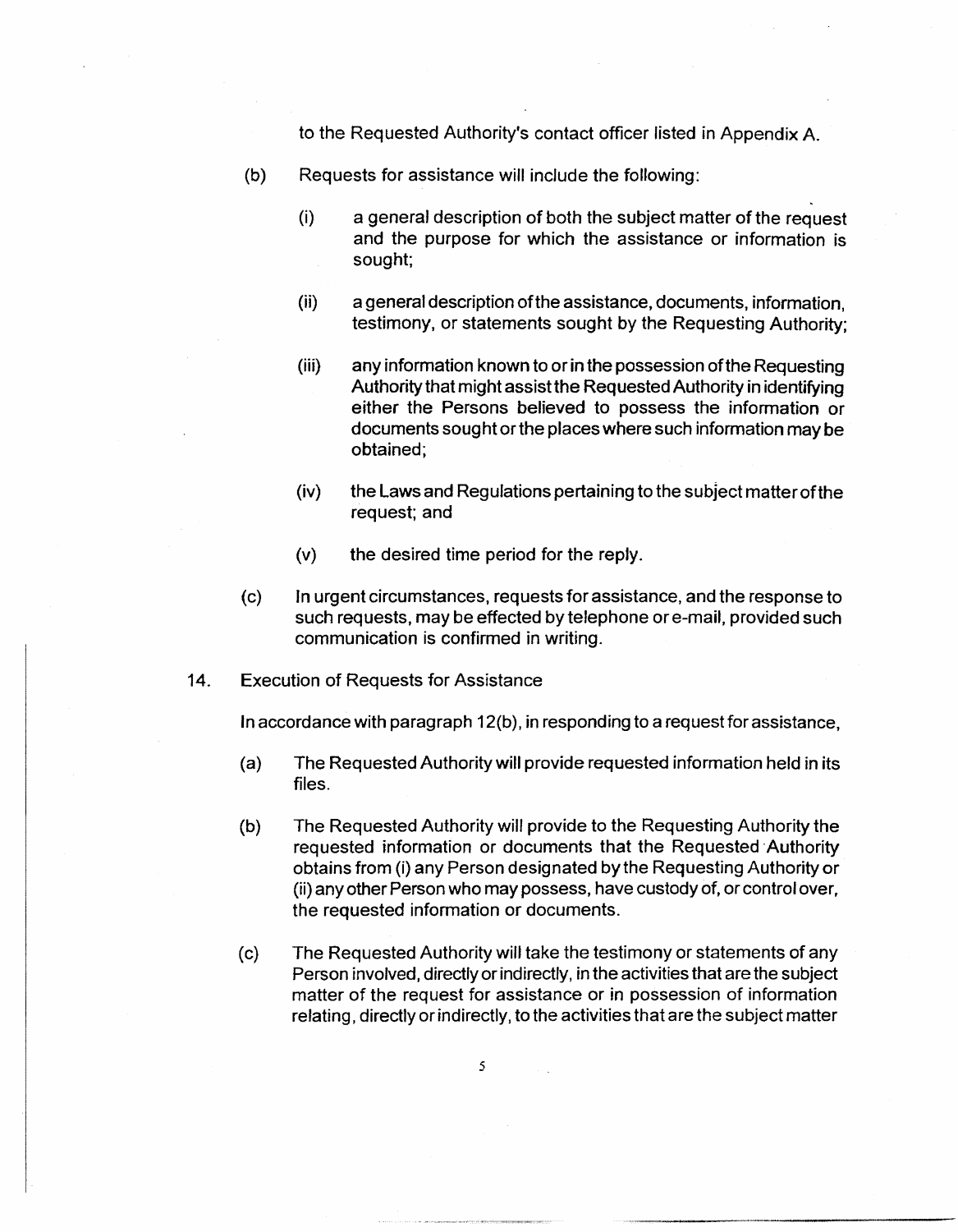to the Requested Authority's contact officer listed in Appendix A.

(b) Requests for assistance will include the following:

(i) a general description of both the subject matter of the request and the purpose for which the assistance or information is sought;

(ii) a general description of the assistance, documents, information, testimony, or statements sought by the Requesting Authority;

(iii) any information known to or in the possession of the Requesting Authority that might assist the Requested Authority in identifying either the Persons believed to possess the information or documents sought or the places where such information may be obtained;

(iv) the Laws and Regulations pertaining to the subject matter of the request; and

(v) the desired time period for the reply.

(c) In urgent circumstances, requests for assistance, and the response to such requests, may be effected by telephone or e-mail, provided such communication is confirmed in writing.

14. Execution of Requests for Assistance

In accordance with paragraph 12(b), in responding to a request for assistance,

(a) The Requested Authority will provide requested information held in its files.

(b) The Requested Authority will provide to the Requesting Authority the requested information or documents that the Requested Authority obtains from (i) any Person designated by the Requesting Authority or (ii) any other Person who may possess, have custody of, or control over, the requested information or documents.

(c) The Requested Authority will take the testimony or statements of any Person involved, directly or indirectly, in the activities that are the subject matter of the request for assistance or in possession of information relating, directly or indirectly, to the activities that are the subject matter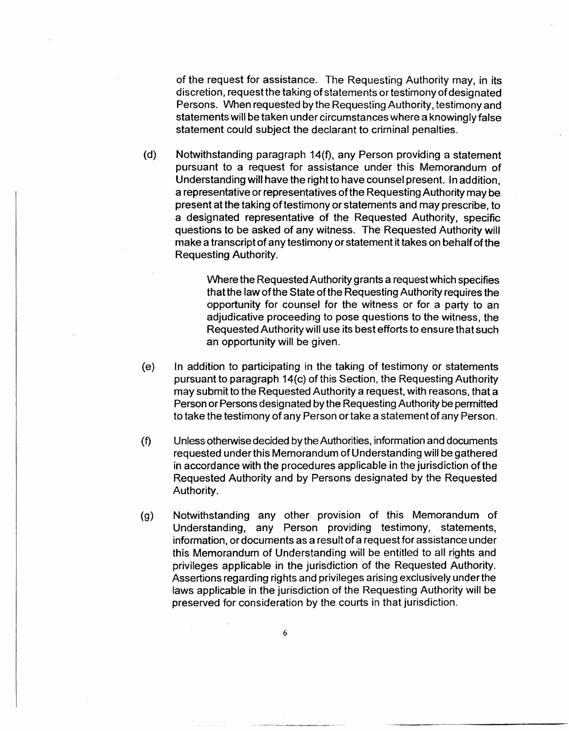of the request for assistance. The Requesting Authority may, in its discretion, request the taking of statements or testimony of designated Persons. When requested by the Requesting Authority, testimony and statements will be taken under circumstances where a knowingly false statement could subject the declarant to criminal penalties.

(d) Notwithstanding paragraph 14(f), any Person providing a statement pursuant to a request for assistance under this Memorandum of Understanding will have the right to have counsel present. In addition, a representative or representatives of the Requesting Authority may be present at the taking of testimony or statements and may prescribe, to a designated representative of the Requested Authority, specific questions to be asked of any witness. The Requested Authority will make a transcript of any testimony or statement it takes on behalf of the Requesting Authority.

> Where the Requested Authority grants a request which specifies that the law of the State of the Requesting Authority requires the opportunity for counsel for the witness or for a party to an adjudicative proceeding to pose questions to the witness, the Requested Authority will use its best efforts to ensure that such an opportunity will be given.

(e) In addition to participating in the taking of testimony or statements pursuant to paragraph 14(c) of this Section, the Requesting Authority may submit to the Requested Authority a request, with reasons, that a Person or Persons designated by the Requesting Authority be permitted to take the testimony of any Person or take a statement of any Person.

(f) Unless otherwise decided by the Authorities, information and documents requested under this Memorandum of Understanding will be gathered in accordance with the procedures applicable in the jurisdiction of the Requested Authority and by Persons designated by the Requested Authority.

(g) Notwithstanding any other provision of this Memorandum of Understanding, any Person providing testimony, statements, information, or documents as a result of a request for assistance under this Memorandum of Understanding will be entitled to all rights and privileges applicable in the jurisdiction of the Requested Authority. Assertions regarding rights and privileges arising exclusively under the laws applicable in the jurisdiction of the Requesting Authority will be preserved for consideration by the courts in that jurisdiction.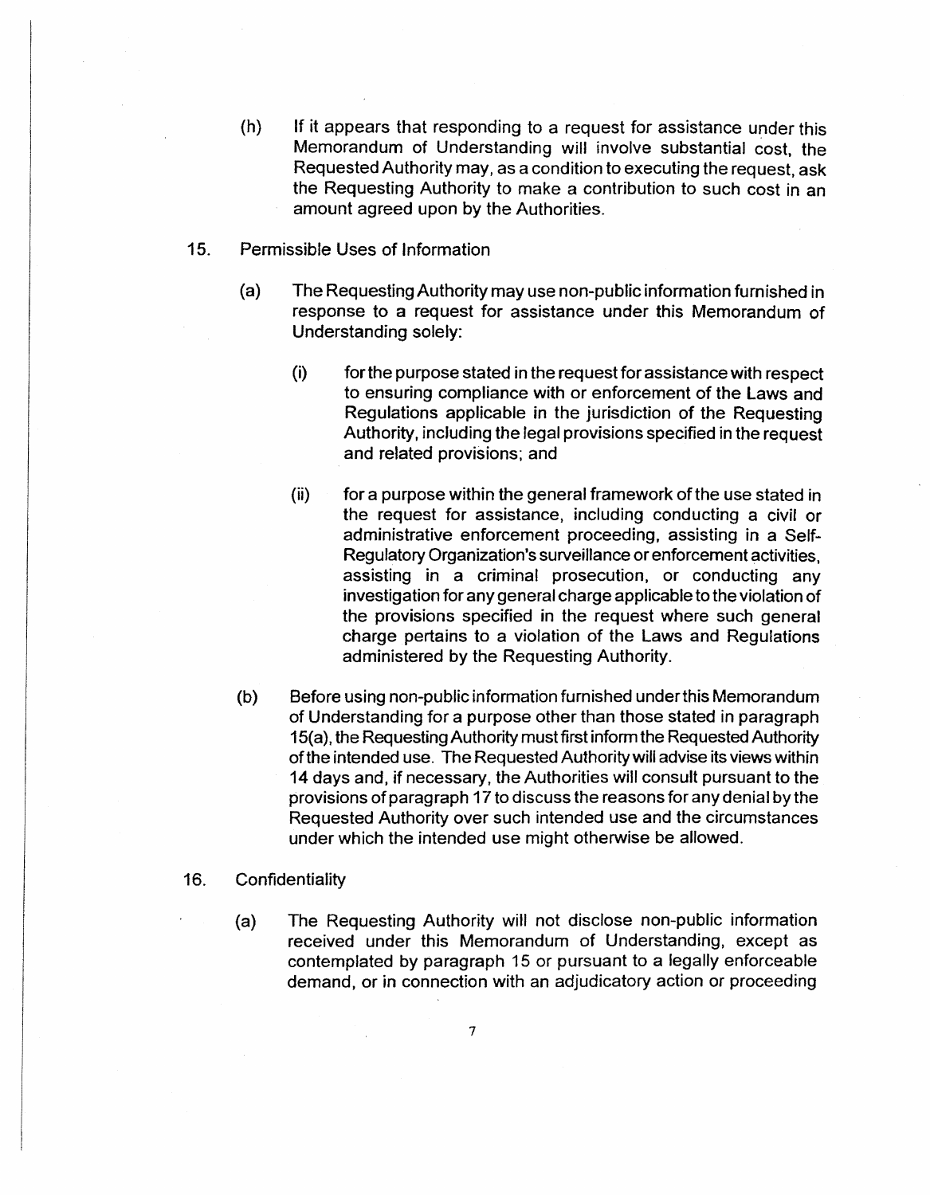(h) If it appears that responding to a request for assistance under this Memorandum of Understanding will involve substantial cost, the Requested Authority may, as a condition to executing the request, ask the Requesting Authority to make a contribution to such cost in an amount agreed upon by the Authorities.

15. Permissible Uses of Information

   (a) The Requesting Authority may use non-public information furnished in response to a request for assistance under this Memorandum of Understanding solely:

      (i) for the purpose stated in the request for assistance with respect to ensuring compliance with or enforcement of the Laws and Regulations applicable in the jurisdiction of the Requesting Authority, including the legal provisions specified in the request and related provisions; and

      (ii) for a purpose within the general framework of the use stated in the request for assistance, including conducting a civil or administrative enforcement proceeding, assisting in a Self-Regulatory Organization's surveillance or enforcement activities, assisting in a criminal prosecution, or conducting any investigation for any general charge applicable to the violation of the provisions specified in the request where such general charge pertains to a violation of the Laws and Regulations administered by the Requesting Authority.

   (b) Before using non-public information furnished under this Memorandum of Understanding for a purpose other than those stated in paragraph 15(a), the Requesting Authority must first inform the Requested Authority of the intended use. The Requested Authority will advise its views within 14 days and, if necessary, the Authorities will consult pursuant to the provisions of paragraph 17 to discuss the reasons for any denial by the Requested Authority over such intended use and the circumstances under which the intended use might otherwise be allowed.

16. Confidentiality

   (a) The Requesting Authority will not disclose non-public information received under this Memorandum of Understanding, except as contemplated by paragraph 15 or pursuant to a legally enforceable demand, or in connection with an adjudicatory action or proceeding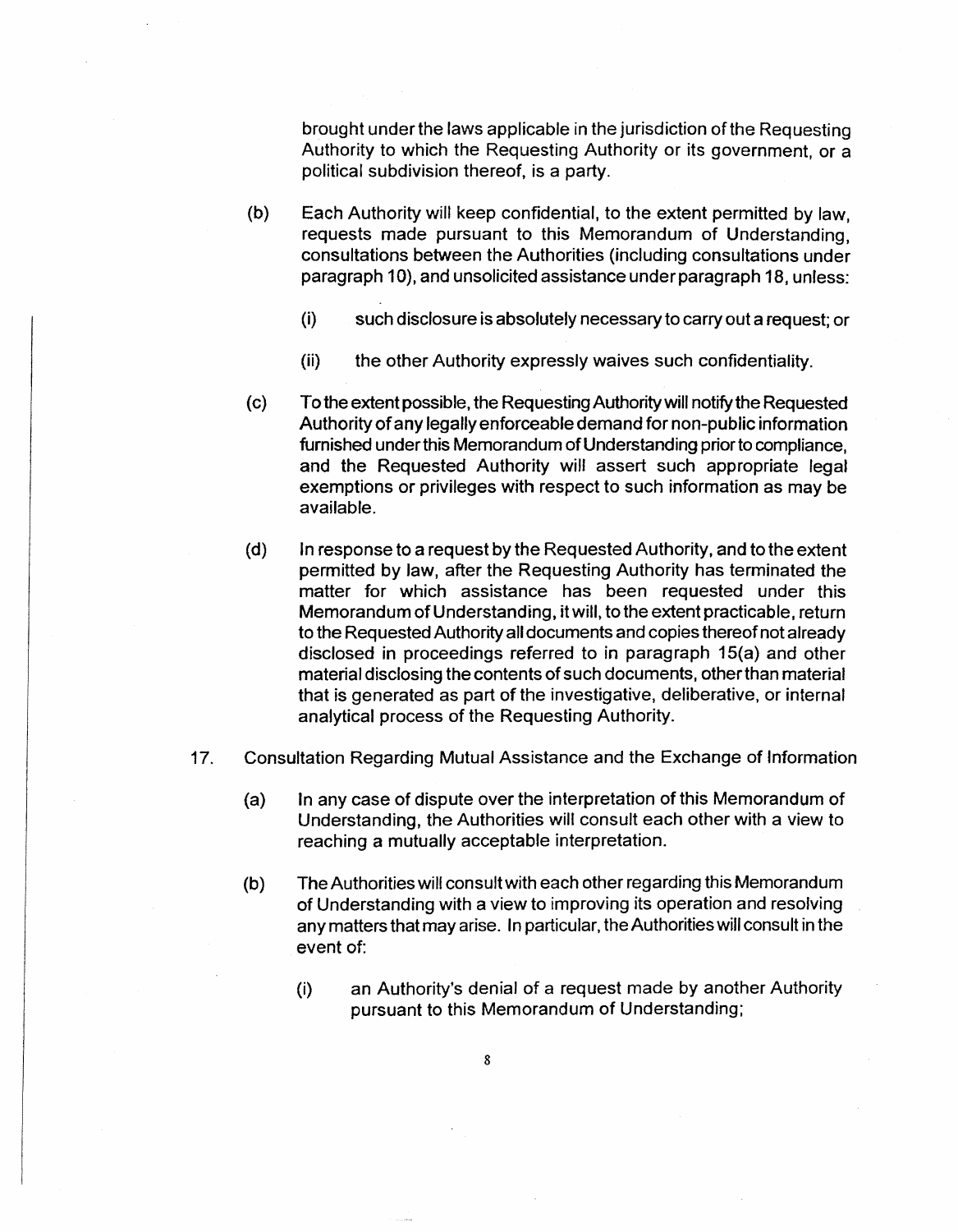brought under the laws applicable in the jurisdiction of the Requesting Authority to which the Requesting Authority or its government, or a political subdivision thereof, is a party.

(b) Each Authority will keep confidential, to the extent permitted by law, requests made pursuant to this Memorandum of Understanding, consultations between the Authorities (including consultations under paragraph 10), and unsolicited assistance under paragraph 18, unless:

(i) such disclosure is absolutely necessary to carry out a request; or

(ii) the other Authority expressly waives such confidentiality.

(c) To the extent possible, the Requesting Authority will notify the Requested Authority of any legally enforceable demand for non-public information furnished under this Memorandum of Understanding prior to compliance, and the Requested Authority will assert such appropriate legal exemptions or privileges with respect to such information as may be available.

(d) In response to a request by the Requested Authority, and to the extent permitted by law, after the Requesting Authority has terminated the matter for which assistance has been requested under this Memorandum of Understanding, it will, to the extent practicable, return to the Requested Authority all documents and copies thereof not already disclosed in proceedings referred to in paragraph 15(a) and other material disclosing the contents of such documents, other than material that is generated as part of the investigative, deliberative, or internal analytical process of the Requesting Authority.

17. Consultation Regarding Mutual Assistance and the Exchange of Information

(a) In any case of dispute over the interpretation of this Memorandum of Understanding, the Authorities will consult each other with a view to reaching a mutually acceptable interpretation.

(b) The Authorities will consult with each other regarding this Memorandum of Understanding with a view to improving its operation and resolving any matters that may arise. In particular, the Authorities will consult in the event of:

(i) an Authority's denial of a request made by another Authority pursuant to this Memorandum of Understanding;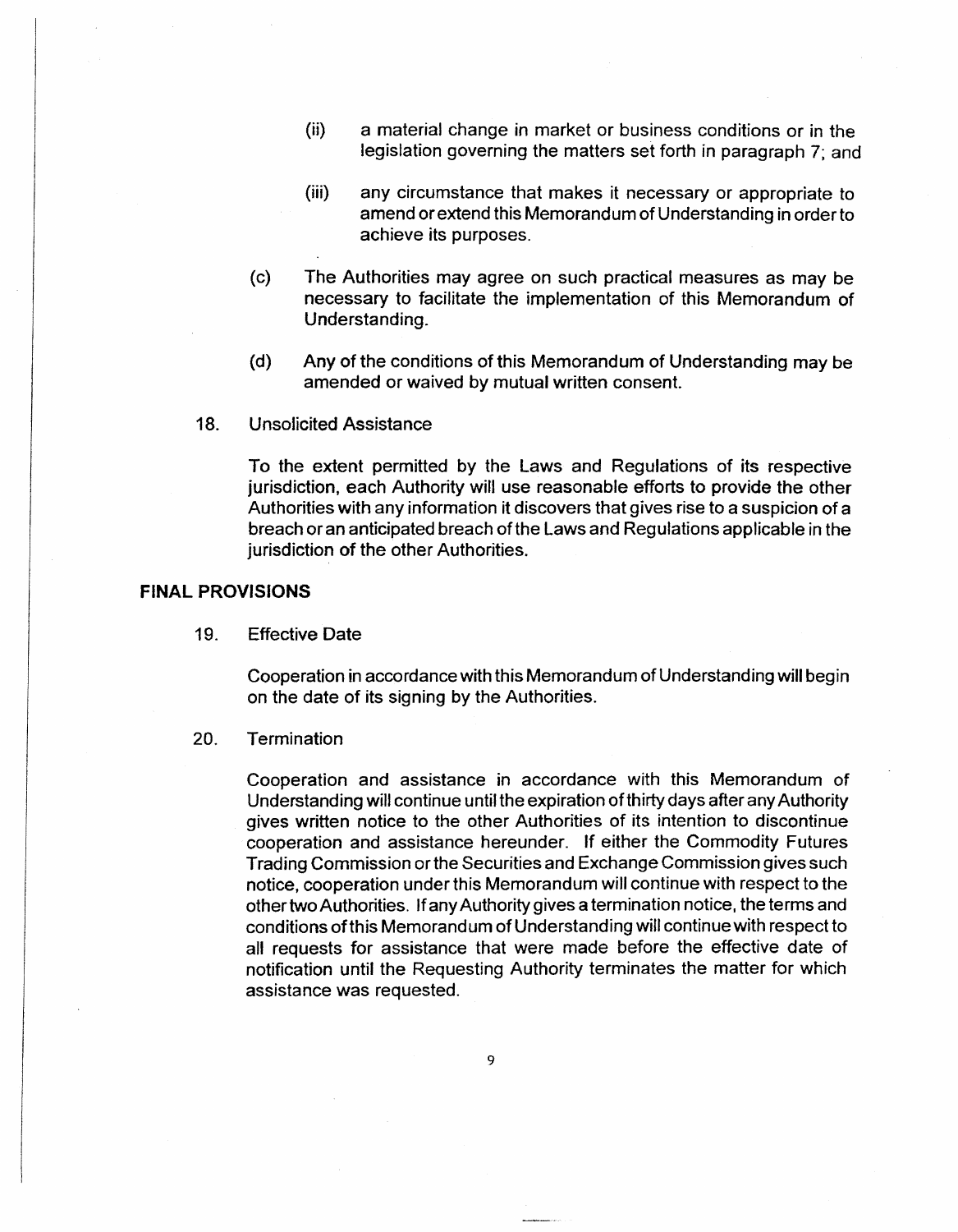(ii) a material change in market or business conditions or in the legislation governing the matters set forth in paragraph 7; and

(iii) any circumstance that makes it necessary or appropriate to amend or extend this Memorandum of Understanding in order to achieve its purposes.

(c) The Authorities may agree on such practical measures as may be necessary to facilitate the implementation of this Memorandum of Understanding.

(d) Any of the conditions of this Memorandum of Understanding may be amended or waived by mutual written consent.

18. Unsolicited Assistance

To the extent permitted by the Laws and Regulations of its respective jurisdiction, each Authority will use reasonable efforts to provide the other Authorities with any information it discovers that gives rise to a suspicion of a breach or an anticipated breach of the Laws and Regulations applicable in the jurisdiction of the other Authorities.

## FINAL PROVISIONS

19. Effective Date

Cooperation in accordance with this Memorandum of Understanding will begin on the date of its signing by the Authorities.

20. Termination

Cooperation and assistance in accordance with this Memorandum of Understanding will continue until the expiration of thirty days after any Authority gives written notice to the other Authorities of its intention to discontinue cooperation and assistance hereunder. If either the Commodity Futures Trading Commission or the Securities and Exchange Commission gives such notice, cooperation under this Memorandum will continue with respect to the other two Authorities. If any Authority gives a termination notice, the terms and conditions of this Memorandum of Understanding will continue with respect to all requests for assistance that were made before the effective date of notification until the Requesting Authority terminates the matter for which assistance was requested.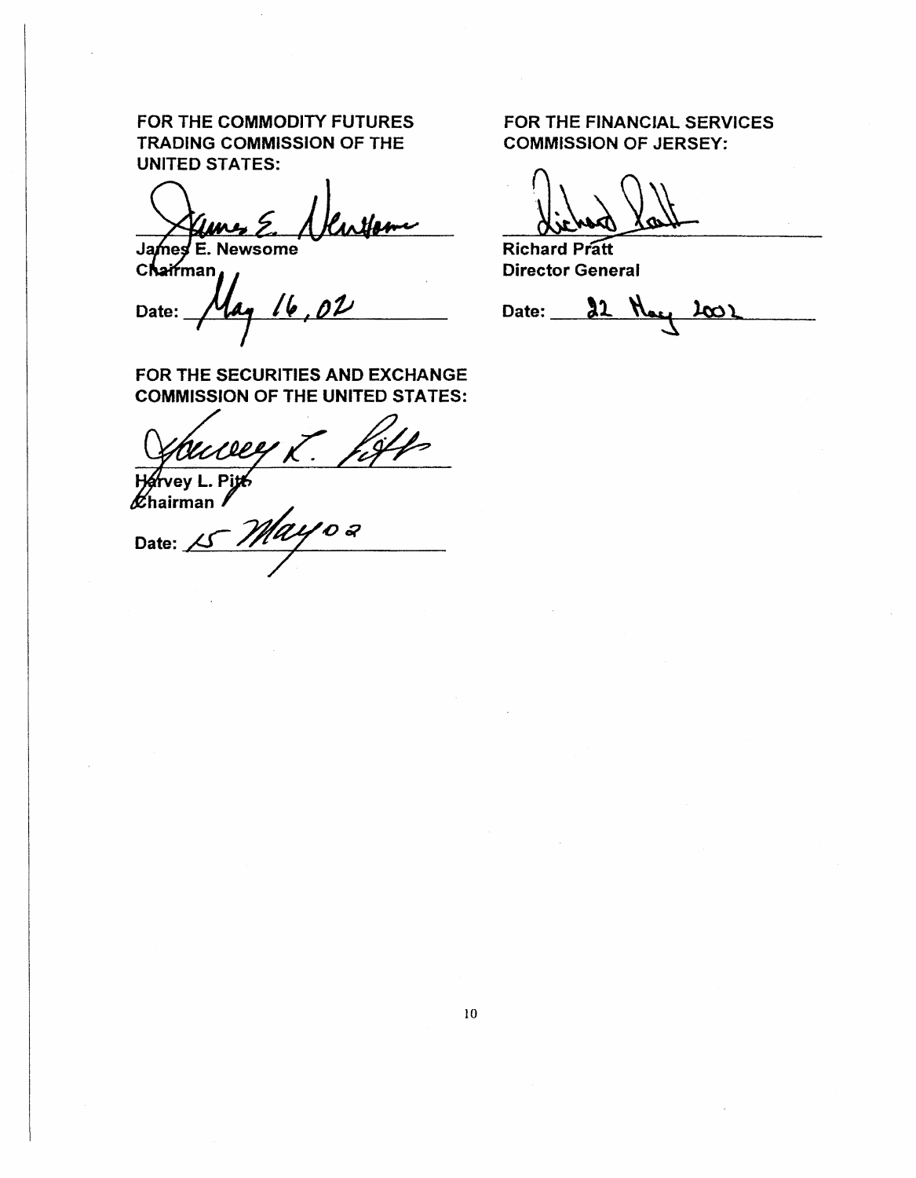FOR THE COMMODITY FUTURES TRADING COMMISSION OF THE UNITED STATES:

James E. Newsome
Chairman

Date: May 16, 02

FOR THE SECURITIES AND EXCHANGE COMMISSION OF THE UNITED STATES:

Harvey L. Pitt
Chairman

Date: 15 May 02

FOR THE FINANCIAL SERVICES COMMISSION OF JERSEY:

Richard Pratt
Director General

Date: 22 May 2002